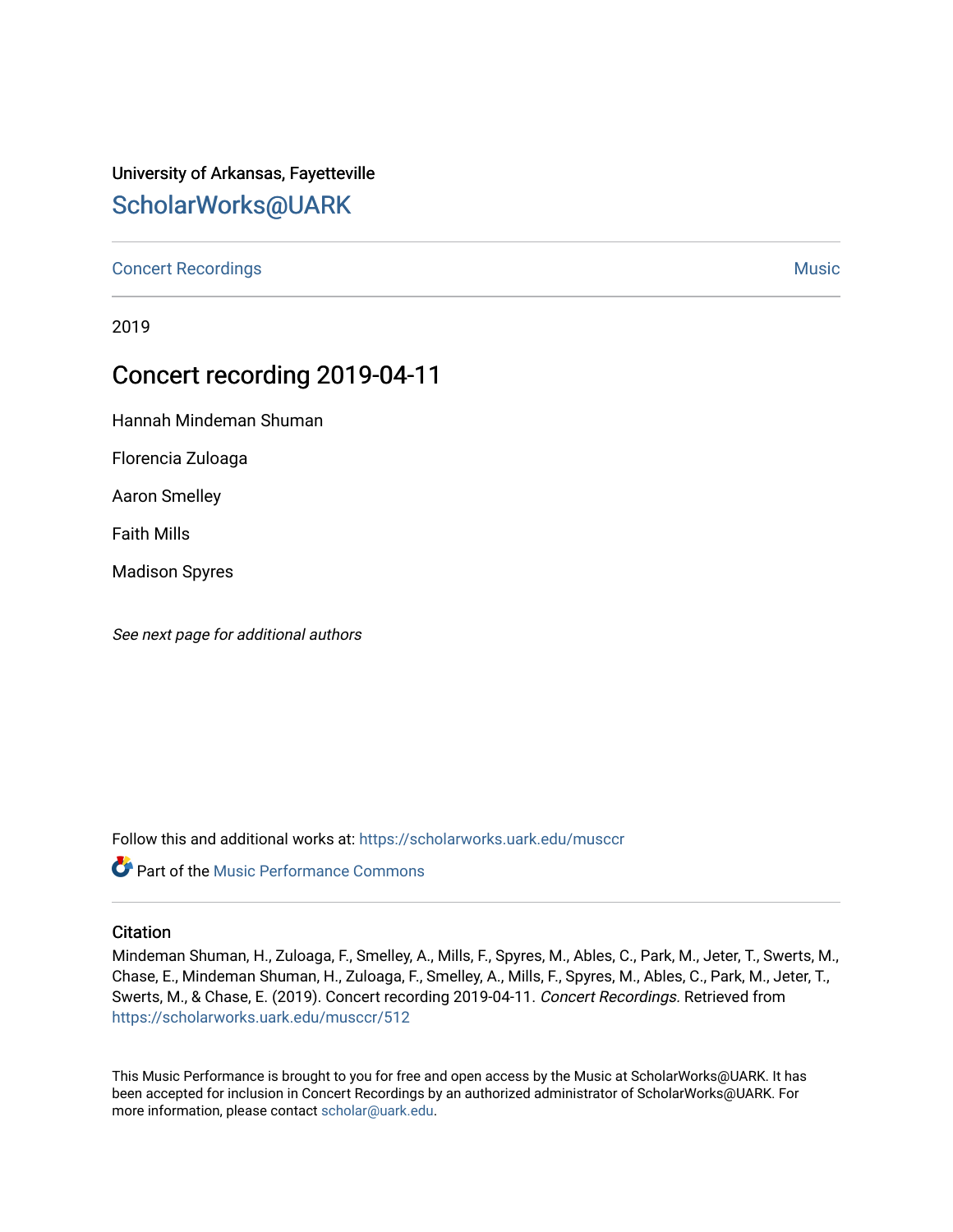University of Arkansas, Fayetteville

# ScholarWorks@UARK

Concert Recordings | Music

2019

## Concert recording 2019-04-11

Hannah Mindeman Shuman

Florencia Zuloaga

Aaron Smelley

Faith Mills

Madison Spyres

*See next page for additional authors*

Follow this and additional works at: https://scholarworks.uark.edu/musccr

Part of the Music Performance Commons

### Citation

Mindeman Shuman, H., Zuloaga, F., Smelley, A., Mills, F., Spyres, M., Ables, C., Park, M., Jeter, T., Swerts, M., Chase, E., Mindeman Shuman, H., Zuloaga, F., Smelley, A., Mills, F., Spyres, M., Ables, C., Park, M., Jeter, T., Swerts, M., & Chase, E. (2019). Concert recording 2019-04-11. *Concert Recordings*. Retrieved from https://scholarworks.uark.edu/musccr/512

This Music Performance is brought to you for free and open access by the Music at ScholarWorks@UARK. It has been accepted for inclusion in Concert Recordings by an authorized administrator of ScholarWorks@UARK. For more information, please contact scholar@uark.edu.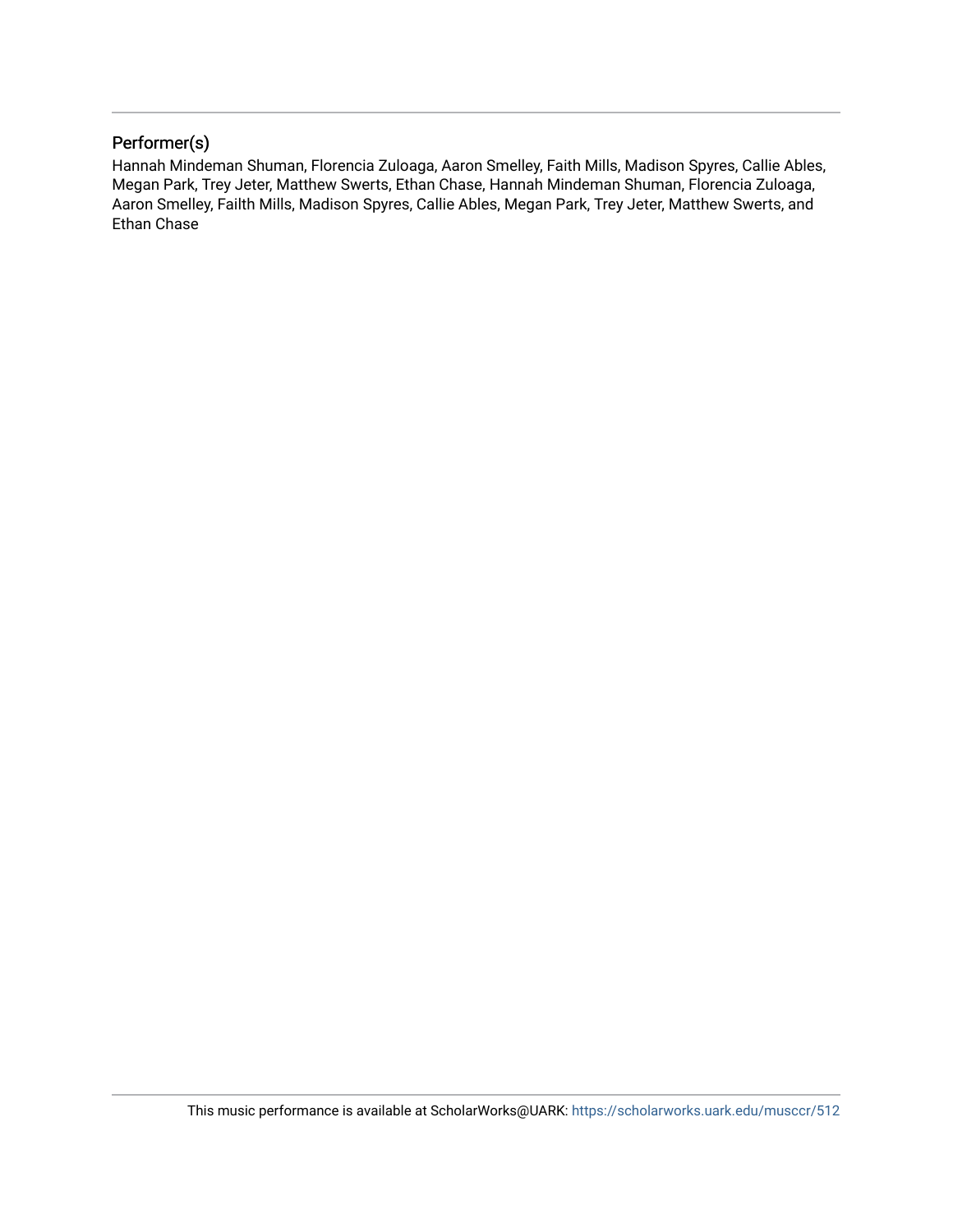## Performer(s)

Hannah Mindeman Shuman, Florencia Zuloaga, Aaron Smelley, Faith Mills, Madison Spyres, Callie Ables, Megan Park, Trey Jeter, Matthew Swerts, Ethan Chase, Hannah Mindeman Shuman, Florencia Zuloaga, Aaron Smelley, Failth Mills, Madison Spyres, Callie Ables, Megan Park, Trey Jeter, Matthew Swerts, and Ethan Chase

This music performance is available at ScholarWorks@UARK: https://scholarworks.uark.edu/musccr/512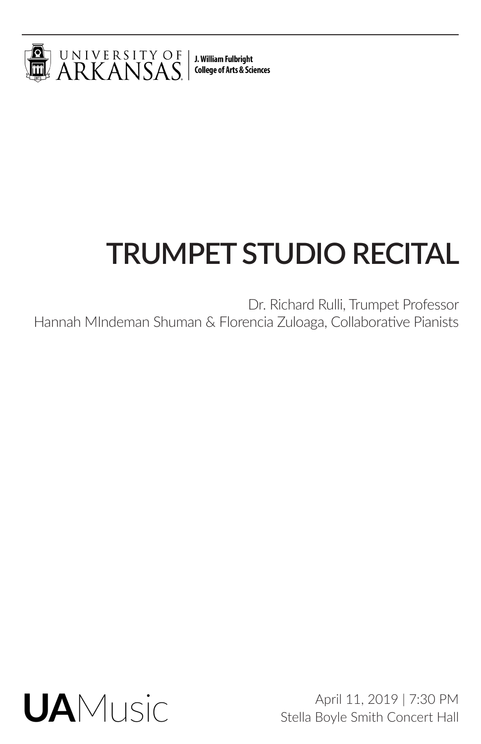UNIVERSITY OF ARKANSAS | J. William Fulbright College of Arts & Sciences

# TRUMPET STUDIO RECITAL

Dr. Richard Rulli, Trumpet Professor
Hannah MIndeman Shuman & Florencia Zuloaga, Collaborative Pianists

**UA**Music

April 11, 2019 | 7:30 PM
Stella Boyle Smith Concert Hall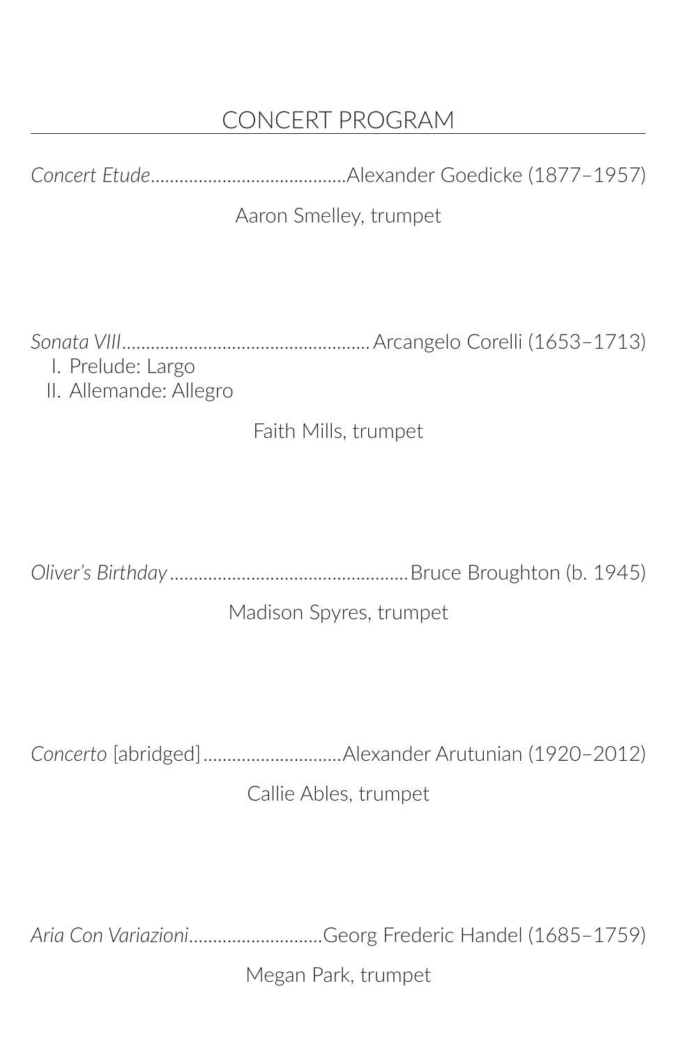# CONCERT PROGRAM

*Concert Etude*........................................Alexander Goedicke (1877–1957)

Aaron Smelley, trumpet

*Sonata VIII*..................................................Arcangelo Corelli (1653–1713)

I. Prelude: Largo
II. Allemande: Allegro

Faith Mills, trumpet

*Oliver's Birthday*................................................Bruce Broughton (b. 1945)

Madison Spyres, trumpet

*Concerto* [abridged]............................Alexander Arutunian (1920–2012)

Callie Ables, trumpet

*Aria Con Variazioni*...........................Georg Frederic Handel (1685–1759)

Megan Park, trumpet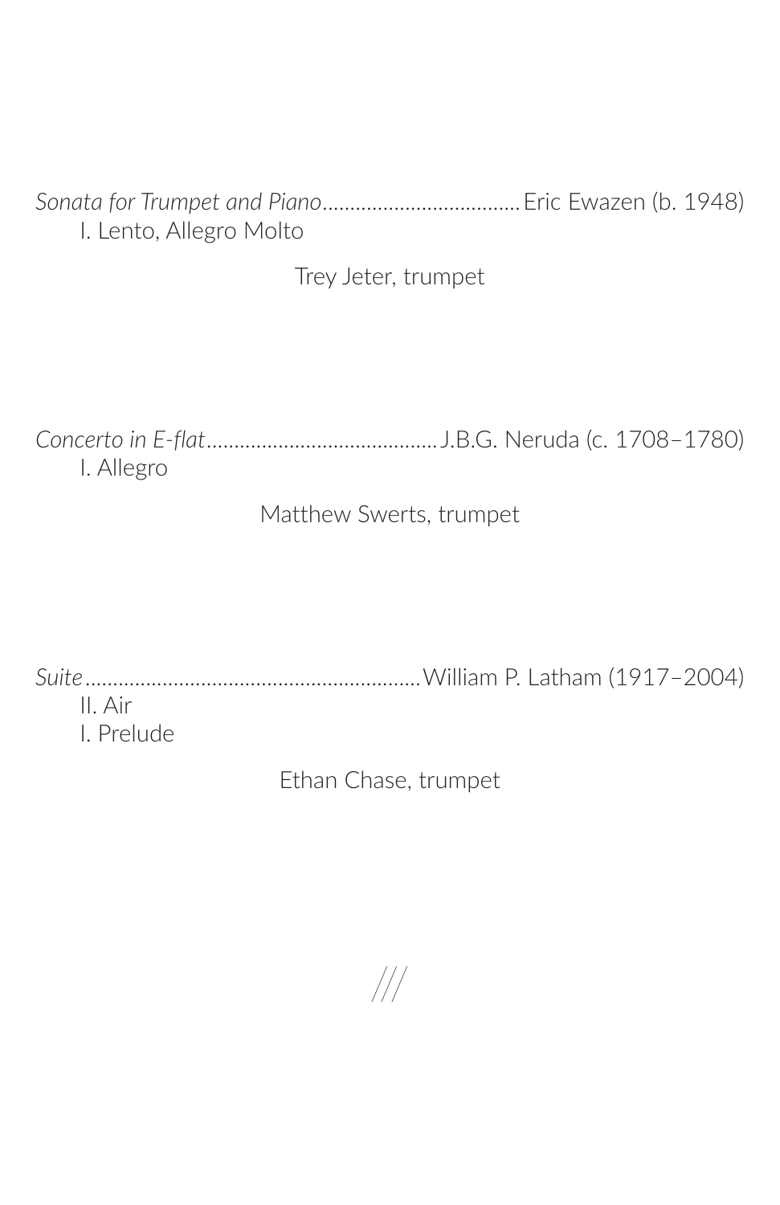*Sonata for Trumpet and Piano*....................................Eric Ewazen (b. 1948)

I. Lento, Allegro Molto

Trey Jeter, trumpet

*Concerto in E-flat*..........................................J.B.G. Neruda (c. 1708–1780)

I. Allegro

Matthew Swerts, trumpet

*Suite*............................................................William P. Latham (1917–2004)

II. Air

I. Prelude

Ethan Chase, trumpet

///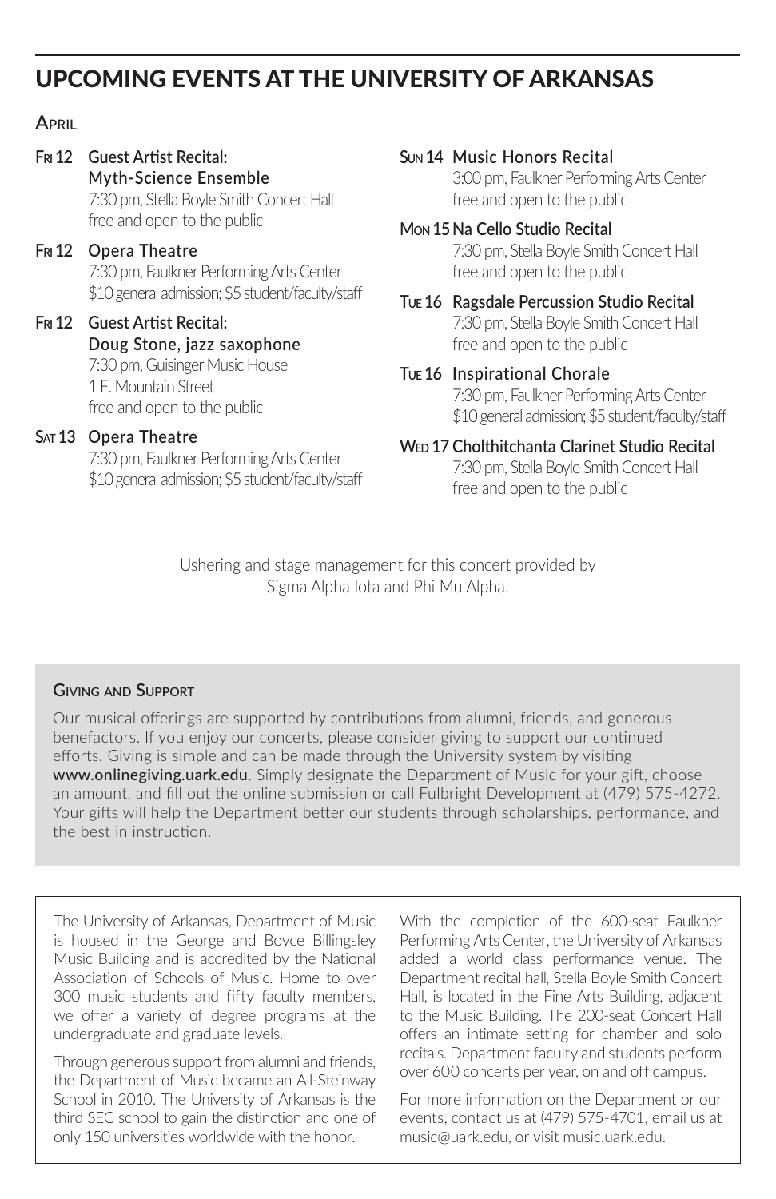## UPCOMING EVENTS AT THE UNIVERSITY OF ARKANSAS

### April

**Fri 12 Guest Artist Recital: Myth-Science Ensemble**
7:30 pm, Stella Boyle Smith Concert Hall
free and open to the public

**Fri 12 Opera Theatre**
7:30 pm, Faulkner Performing Arts Center
$10 general admission; $5 student/faculty/staff

**Fri 12 Guest Artist Recital: Doug Stone, jazz saxophone**
7:30 pm, Guisinger Music House
1 E. Mountain Street
free and open to the public

**Sat 13 Opera Theatre**
7:30 pm, Faulkner Performing Arts Center
$10 general admission; $5 student/faculty/staff

**Sun 14 Music Honors Recital**
3:00 pm, Faulkner Performing Arts Center
free and open to the public

**Mon 15 Na Cello Studio Recital**
7:30 pm, Stella Boyle Smith Concert Hall
free and open to the public

**Tue 16 Ragsdale Percussion Studio Recital**
7:30 pm, Stella Boyle Smith Concert Hall
free and open to the public

**Tue 16 Inspirational Chorale**
7:30 pm, Faulkner Performing Arts Center
$10 general admission; $5 student/faculty/staff

**Wed 17 Cholthitchanta Clarinet Studio Recital**
7:30 pm, Stella Boyle Smith Concert Hall
free and open to the public

Ushering and stage management for this concert provided by Sigma Alpha Iota and Phi Mu Alpha.

### Giving and Support

Our musical offerings are supported by contributions from alumni, friends, and generous benefactors. If you enjoy our concerts, please consider giving to support our continued efforts. Giving is simple and can be made through the University system by visiting **www.onlinegiving.uark.edu**. Simply designate the Department of Music for your gift, choose an amount, and fill out the online submission or call Fulbright Development at (479) 575-4272. Your gifts will help the Department better our students through scholarships, performance, and the best in instruction.

The University of Arkansas, Department of Music is housed in the George and Boyce Billingsley Music Building and is accredited by the National Association of Schools of Music. Home to over 300 music students and fifty faculty members, we offer a variety of degree programs at the undergraduate and graduate levels.

Through generous support from alumni and friends, the Department of Music became an All-Steinway School in 2010. The University of Arkansas is the third SEC school to gain the distinction and one of only 150 universities worldwide with the honor.

With the completion of the 600-seat Faulkner Performing Arts Center, the University of Arkansas added a world class performance venue. The Department recital hall, Stella Boyle Smith Concert Hall, is located in the Fine Arts Building, adjacent to the Music Building. The 200-seat Concert Hall offers an intimate setting for chamber and solo recitals. Department faculty and students perform over 600 concerts per year, on and off campus.

For more information on the Department or our events, contact us at (479) 575-4701, email us at music@uark.edu, or visit music.uark.edu.